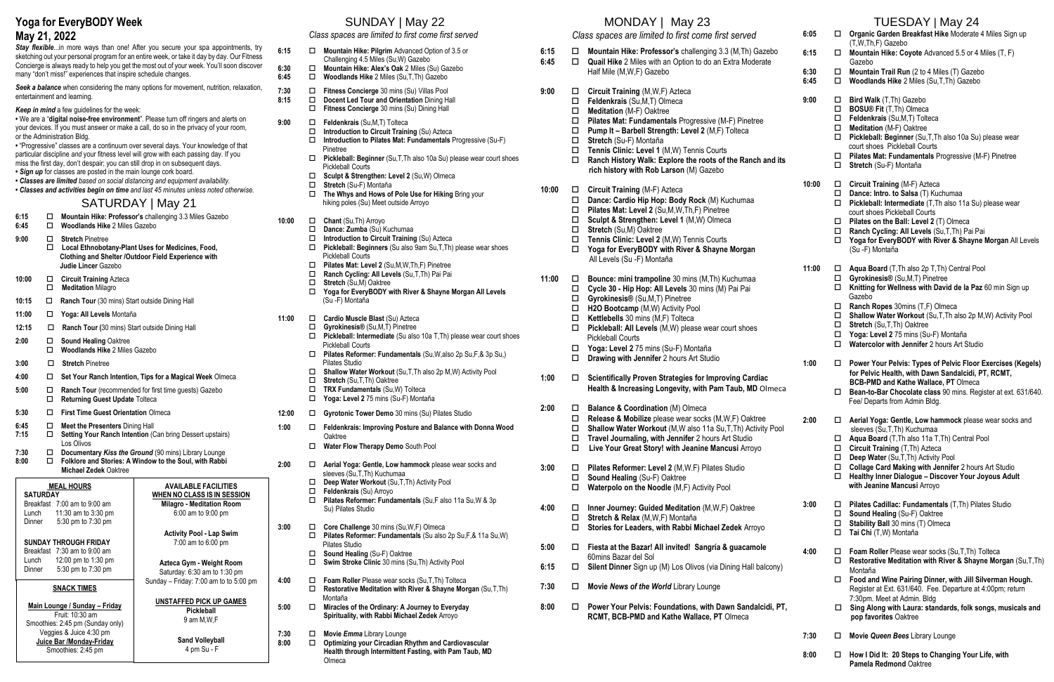# Yoga for EveryBODY Week

## May 21, 2022

***Stay flexible***...in more ways than one! After you secure your spa appointments, try sketching out your personal program for an entire week, or take it day by day. Our Fitness Concierge is always ready to help you get the most out of your week. You'll soon discover many "don't miss!" experiences that inspire schedule changes.

***Seek a balance*** when considering the many options for movement, nutrition, relaxation, entertainment and learning.

***Keep in mind*** a few guidelines for the week:

- We are a "**digital noise-free environment**". Please turn off ringers and alerts on your devices. If you must answer or make a call, do so in the privacy of your room, or the Administration Bldg.
- "Progressive" classes are a continuum over several days. Your knowledge of that particular discipline *and* your fitness level will grow with each passing day. If you miss the first day, don't despair; you can still drop in on subsequent days.
- ***Sign up*** for classes are posted in the main lounge cork board.
- ***Classes are limited*** *based on social distancing and equipment availability.*
- ***Classes and activities begin on time*** *and last 45 minutes unless noted otherwise.*

## SATURDAY | May 21

| Time | Activity |
|---|---|
| 6:15 | ☐ **Mountain Hike: Professor's** challenging 3.3 Miles Gazebo |
| 6:45 | ☐ **Woodlands Hike** 2 Miles Gazebo |
| 9:00 | ☐ **Stretch** Pinetree |
| | ☐ **Local Ethnobotany-Plant Uses for Medicines, Food, Clothing and Shelter /Outdoor Field Experience with Judie Lincer** Gazebo |
| 10:00 | ☐ **Circuit Training** Azteca |
| | ☐ **Meditation** Milagro |
| 10:15 | ☐ **Ranch Tour** (30 mins) Start outside Dining Hall |
| 11:00 | ☐ **Yoga: All Levels** Montaña |
| 12:15 | ☐ **Ranch Tour (**30 mins) Start outside Dining Hall |
| 2:00 | ☐ **Sound Healing** Oaktree |
| | ☐ **Woodlands Hike** 2 Miles Gazebo |
| 3:00 | ☐ **Stretch** Pinetree |
| 4:00 | ☐ **Set Your Ranch Intention, Tips for a Magical Week** Olmeca |
| 5:00 | ☐ **Ranch Tour** (recommended for first time guests) Gazebo |
| | ☐ **Returning Guest Update** Tolteca |
| 5:30 | ☐ **First Time Guest Orientation** Olmeca |
| 6:45 | ☐ **Meet the Presenters** Dining Hall |
| 7:15 | ☐ **Setting Your Ranch Intention** (Can bring Dessert upstairs) Los Olivos |
| 7:30 | ☐ **Documentary *Kiss the Ground*** (90 mins) Library Lounge |
| 8:00 | ☐ **Folklore and Stories: A Window to the Soul, with Rabbi Michael Zedek** Oaktree |

### MEAL HOURS

**SATURDAY**
Breakfast 7:00 am to 9:00 am
Lunch 11:30 am to 3:30 pm
Dinner 5:30 pm to 7:30 pm

**SUNDAY THROUGH FRIDAY**
Breakfast 7:30 am to 9:00 am
Lunch 12:00 pm to 1:30 pm
Dinner 5:30 pm to 7:30 pm

### SNACK TIMES

**Main Lounge / Sunday – Friday**
Fruit: 10:30 am
Smoothies: 2:45 pm (Sunday only)
Veggies & Juice 4:30 pm
**Juice Bar /Monday-Friday**
Smoothies: 2:45 pm

### AVAILABLE FACILITIES WHEN NO CLASS IS IN SESSION

**Milagro - Meditation Room**
6:00 am to 9:00 pm

**Activity Pool - Lap Swim**
7:00 am to 6:00 pm

**Azteca Gym - Weight Room**
Saturday: 6:30 am to 1:30 pm
Sunday – Friday: 7:00 am to 5:00 pm

**UNSTAFFED PICK UP GAMES**
**Pickleball**
9 am M,W,F

**Sand Volleyball**
4 pm Su - F

## SUNDAY | May 22

*Class spaces are limited to first come first served*

| Time | Activity |
|---|---|
| 6:15 | ☐ **Mountain Hike: Pilgrim** Advanced Option of 3.5 or Challenging 4.5 Miles (Su,W) Gazebo |
| 6:30 | ☐ **Mountain Hike: Alex's Oak** 2 Miles (Su) Gazebo |
| 6:45 | ☐ **Woodlands Hike** 2 Miles (Su,T,Th) Gazebo |
| 7:30 | ☐ **Fitness Concierge** 30 mins (Su) Villas Pool |
| 8:15 | ☐ **Docent Led Tour and Orientation** Dining Hall |
| | ☐ **Fitness Concierge** 30 mins (Su) Dining Hall |
| 9:00 | ☐ **Feldenkrais** (Su,M,T) Tolteca |
| | ☐ **Introduction to Circuit Training** (Su) Azteca |
| | ☐ **Introduction to Pilates Mat: Fundamentals** Progressive (Su-F) Pinetree |
| | ☐ **Pickleball: Beginner** (Su,T,Th also 10a Su) please wear court shoes Pickleball Courts |
| | ☐ **Sculpt & Strengthen: Level 2** (Su,W) Olmeca |
| | ☐ **Stretch** (Su-F) Montaña |
| | ☐ **The Whys and Hows of Pole Use for Hiking** Bring your hiking poles (Su) Meet outside Arroyo |
| 10:00 | ☐ **Chant** (Su,Th) Arroyo |
| | ☐ **Dance: Zumba** (Su) Kuchumaa |
| | ☐ **Introduction to Circuit Training** (Su) Azteca |
| | ☐ **Pickleball: Beginners** (Su also 9am Su,T,Th) please wear shoes Pickleball Courts |
| | ☐ **Pilates Mat: Level 2** (Su,M,W,Th,F) Pinetree |
| | ☐ **Ranch Cycling: All Levels** (Su,T,Th) Pai Pai |
| | ☐ **Stretch** (Su,M) Oaktree |
| | ☐ **Yoga for EveryBODY with River & Shayne Morgan All Levels** (Su -F) Montaña |
| 11:00 | ☐ **Cardio Muscle Blast** (Su) Azteca |
| | ☐ **Gyrokinesis®** (Su,M,T) Pinetree |
| | ☐ **Pickleball: Intermediate** (Su also 10a T,Th) please wear court shoes Pickleball Courts |
| | ☐ **Pilates Reformer: Fundamentals** (Su,W,also 2p Su,F,& 3p Su,) Pilates Studio |
| | ☐ **Shallow Water Workout** (Su,T,Th also 2p M,W) Activity Pool |
| | ☐ **Stretch** (Su,T,Th) Oaktree |
| | ☐ **TRX Fundamentals** (Su,W) Tolteca |
| | ☐ **Yoga: Level 2** 75 mins (Su-F) Montaña |
| 12:00 | ☐ **Gyrotonic Tower Demo** 30 mins (Su) Pilates Studio |
| 1:00 | ☐ **Feldenkrais: Improving Posture and Balance with Donna Wood** Oaktree |
| | ☐ **Water Flow Therapy Demo** South Pool |
| 2:00 | ☐ **Aerial Yoga: Gentle, Low hammock** please wear socks and sleeves (Su,T,Th) Kuchumaa |
| | ☐ **Deep Water Workout** (Su,T,Th) Activity Pool |
| | ☐ **Feldenkrais** (Su) Arroyo |
| | ☐ **Pilates Reformer: Fundamentals** (Su,F also 11a Su,W & 3p Su) Pilates Studio |
| 3:00 | ☐ **Core Challenge** 30 mins (Su,W,F) Olmeca |
| | ☐ **Pilates Reformer: Fundamentals** (Su also 2p Su,F,& 11a Su,W) Pilates Studio |
| | ☐ **Sound Healing** (Su-F) Oaktree |
| | ☐ **Swim Stroke Clinic** 30 mins (Su,Th) Activity Pool |
| 4:00 | ☐ **Foam Roller** Please wear socks (Su,T,Th) Tolteca |
| | ☐ **Restorative Meditation with River & Shayne Morgan** (Su,T,Th) Montaña |
| 5:00 | ☐ **Miracles of the Ordinary: A Journey to Everyday Spirituality, with Rabbi Michael Zedek** Arroyo |
| 7:30 | ☐ **Movie *Emma*** Library Lounge |
| 8:00 | ☐ **Optimizing your Circadian Rhythm and Cardiovascular Health through Intermittent Fasting, with Pam Taub, MD** Olmeca |

## MONDAY | May 23

*Class spaces are limited to first come first served*

| Time | Activity |
|---|---|
| 6:15 | ☐ **Mountain Hike: Professor's** challenging 3.3 (M,Th) Gazebo |
| 6:45 | ☐ **Quail Hike** 2 Miles with an Option to do an Extra Moderate Half Mile (M,W,F) Gazebo |
| 9:00 | ☐ **Circuit Training** (M,W,F) Azteca |
| | ☐ **Feldenkrais** (Su,M,T) Olmeca |
| | ☐ **Meditation** (M-F) Oaktree |
| | ☐ **Pilates Mat: Fundamentals** Progressive (M-F) Pinetree |
| | ☐ **Pump It – Barbell Strength: Level 2** (M,F) Tolteca |
| | ☐ **Stretch** (Su-F) Montaña |
| | ☐ **Tennis Clinic: Level 1** (M,W) Tennis Courts |
| | ☐ **Ranch History Walk: Explore the roots of the Ranch and its rich history with Rob Larson** (M) Gazebo |
| 10:00 | ☐ **Circuit Training** (M-F) Azteca |
| | ☐ **Dance: Cardio Hip Hop: Body Rock** (M) Kuchumaa |
| | ☐ **Pilates Mat: Level 2** (Su,M,W,Th,F) Pinetree |
| | ☐ **Sculpt & Strengthen: Level 1** (M,W) Olmeca |
| | ☐ **Stretch** (Su,M) Oaktree |
| | ☐ **Tennis Clinic: Level 2** (M,W) Tennis Courts |
| | ☐ **Yoga for EveryBODY with River & Shayne Morgan** All Levels (Su -F) Montaña |
| 11:00 | ☐ **Bounce: mini trampoline** 30 mins (M,Th) Kuchumaa |
| | ☐ **Cycle 30 - Hip Hop: All Levels** 30 mins (M) Pai Pai |
| | ☐ **Gyrokinesis®** (Su,M,T) Pinetree |
| | ☐ **H2O Bootcamp** (M,W) Activity Pool |
| | ☐ **Kettlebells** 30 mins (M,F) Tolteca |
| | ☐ **Pickleball: All Levels** (M,W) please wear court shoes Pickleball Courts |
| | ☐ **Yoga: Level 2** 75 mins (Su-F) Montaña |
| | ☐ **Drawing with Jennifer** 2 hours Art Studio |
| 1:00 | ☐ **Scientifically Proven Strategies for Improving Cardiac Health & Increasing Longevity, with Pam Taub, MD** Olmeca |
| 2:00 | ☐ **Balance & Coordination** (M) Olmeca |
| | ☐ **Release & Mobilize** please wear socks (M,W,F) Oaktree |
| | ☐ **Shallow Water Workout** (M,W also 11a Su,T,Th) Activity Pool |
| | ☐ **Travel Journaling, with Jennifer** 2 hours Art Studio |
| | ☐ **Live Your Great Story! with Jeanine Mancusi** Arroyo |
| 3:00 | ☐ **Pilates Reformer: Level 2** (M,W,F) Pilates Studio |
| | ☐ **Sound Healing** (Su-F) Oaktree |
| | ☐ **Waterpolo on the Noodle** (M,F) Activity Pool |
| 4:00 | ☐ **Inner Journey: Guided Meditation** (M,W,F) Oaktree |
| | ☐ **Stretch & Relax** (M,W,F) Montaña |
| | ☐ **Stories for Leaders, with Rabbi Michael Zedek** Arroyo |
| 5:00 | ☐ **Fiesta at the Bazar! All invited! Sangría & guacamole** 60mins Bazar del Sol |
| 6:15 | ☐ **Silent Dinner** Sign up (M) Los Olivos (via Dining Hall balcony) |
| 7:30 | ☐ **Movie *News of the World*** Library Lounge |
| 8:00 | ☐ **Power Your Pelvis: Foundations, with Dawn Sandalcidi, PT, RCMT, BCB-PMD and Kathe Wallace, PT** Olmeca |

## TUESDAY | May 24

| Time | Activity |
|---|---|
| 6:05 | ☐ **Organic Garden Breakfast Hike** Moderate 4 Miles Sign up (T,W,Th,F) Gazebo |
| 6:15 | ☐ **Mountain Hike: Coyote** Advanced 5.5 or 4 Miles (T, F) Gazebo |
| 6:30 | ☐ **Mountain Trail Run** (2 to 4 Miles (T) Gazebo |
| 6:45 | ☐ **Woodlands Hike** 2 Miles (Su,T,Th) Gazebo |
| 9:00 | ☐ **Bird Walk** (T,Th) Gazebo |
| | ☐ **BOSU® Fit** (T,Th) Olmeca |
| | ☐ **Feldenkrais** (Su,M,T) Tolteca |
| | ☐ **Meditation** (M-F) Oaktree |
| | ☐ **Pickleball: Beginner** (Su,T,Th also 10a Su) please wear court shoes Pickleball Courts |
| | ☐ **Pilates Mat: Fundamentals** Progressive (M-F) Pinetree |
| | ☐ **Stretch** (Su-F) Montaña |
| 10:00 | ☐ **Circuit Training** (M-F) Azteca |
| | ☐ **Dance: Intro. to Salsa** (T) Kuchumaa |
| | ☐ **Pickleball: Intermediate** (T,Th also 11a Su) please wear court shoes Pickleball Courts |
| | ☐ **Pilates on the Ball: Level 2** (T) Olmeca |
| | ☐ **Ranch Cycling: All Levels** (Su,T,Th) Pai Pai |
| | ☐ **Yoga for EveryBODY with River & Shayne Morgan** All Levels (Su -F) Montaña |
| 11:00 | ☐ **Aqua Board** (T,Th also 2p T,Th) Central Pool |
| | ☐ **Gyrokinesis®** (Su,M,T) Pinetree |
| | ☐ **Knitting for Wellness with David de la Paz** 60 min Sign up Gazebo |
| | ☐ **Ranch Ropes** 30mins (T,F) Olmeca |
| | ☐ **Shallow Water Workout** (Su,T,Th also 2p M,W) Activity Pool |
| | ☐ **Stretch** (Su,T,Th) Oaktree |
| | ☐ **Yoga: Level 2** 75 mins (Su-F) Montaña |
| | ☐ **Watercolor with Jennifer** 2 hours Art Studio |
| 1:00 | ☐ **Power Your Pelvis: Types of Pelvic Floor Exercises (Kegels) for Pelvic Health, with Dawn Sandalcidi, PT, RCMT, BCB-PMD and Kathe Wallace, PT** Olmeca |
| | ☐ **Bean-to-Bar Chocolate class** 90 mins. Register at ext. 631/640. Fee/ Departs from Admin Bldg. |
| 2:00 | ☐ **Aerial Yoga: Gentle, Low hammock** please wear socks and sleeves (Su,T,Th) Kuchumaa |
| | ☐ **Aqua Board** (T,Th also 11a T,Th) Central Pool |
| | ☐ **Circuit Training** (T,Th) Azteca |
| | ☐ **Deep Water** (Su,T,Th) Activity Pool |
| | ☐ **Collage Card Making with Jennifer** 2 hours Art Studio |
| | ☐ **Healthy Inner Dialogue – Discover Your Joyous Adult with Jeanine Mancusi** Arroyo |
| 3:00 | ☐ **Pilates Cadillac: Fundamentals** (T,Th) Pilates Studio |
| | ☐ **Sound Healing** (Su-F) Oaktree |
| | ☐ **Stability Ball** 30 mins (T) Olmeca |
| | ☐ **Tai Chi** (T,W) Montaña |
| 4:00 | ☐ **Foam Roller** Please wear socks (Su,T,Th) Tolteca |
| | ☐ **Restorative Meditation with River & Shayne Morgan** (Su,T,Th) Montaña |
| | ☐ **Food and Wine Pairing Dinner, with Jill Silverman Hough.** Register at Ext. 631/640. Fee. Departure at 4:00pm; return 7:30pm. Meet at Admin. Bldg |
| | ☐ **Sing Along with Laura: standards, folk songs, musicals and pop favorites** Oaktree |
| 7:30 | ☐ **Movie *Queen Bees*** Library Lounge |
| 8:00 | ☐ **How I Did It: 20 Steps to Changing Your Life, with Pamela Redmond** Oaktree |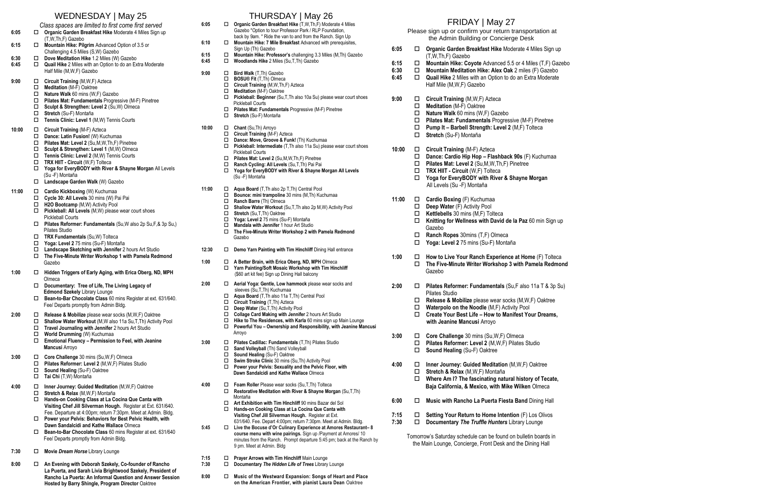# WEDNESDAY | May 25

*Class spaces are limited to first come first served*

**6:05**
- ☐ **Organic Garden Breakfast Hike** Moderate 4 Miles Sign up (T,W,Th,F) Gazebo

**6:15**
- ☐ **Mountain Hike: Pilgrim** Advanced Option of 3.5 or Challenging 4.5 Miles (S,W) Gazebo

**6:30**
- ☐ **Dove Meditation Hike** 1.2 Miles (W) Gazebo

**6:45**
- ☐ **Quail Hike** 2 Miles with an Option to do an Extra Moderate Half Mile (M,W,F) Gazebo

**9:00**
- ☐ **Circuit Training** (M,W,F) Azteca
- ☐ **Meditation** (M-F) Oaktree
- ☐ **Nature Walk** 60 mins (W,F) Gazebo
- ☐ **Pilates Mat: Fundamentals** Progressive (M-F) Pinetree
- ☐ **Sculpt & Strengthen: Level 2** (Su,W) Olmeca
- ☐ **Stretch** (Su-F) Montaña
- ☐ **Tennis Clinic: Level 1** (M,W) Tennis Courts

**10:00**
- ☐ **Circuit Training** (M-F) Azteca
- ☐ **Dance: Latin Fusion!** (W) Kuchumaa
- ☐ **Pilates Mat: Level 2** (Su,M,W,Th,F) Pinetree
- ☐ **Sculpt & Strengthen: Level 1** (M,W) Olmeca
- ☐ **Tennis Clinic: Level 2** (M,W) Tennis Courts
- ☐ **TRX HIIT - Circuit** (W,F) Tolteca
- ☐ **Yoga for EveryBODY with River & Shayne Morgan** All Levels (Su -F) Montaña
- ☐ **Landscape Garden Walk** (W) Gazebo

**11:00**
- ☐ **Cardio Kickboxing** (W) Kuchumaa
- ☐ **Cycle 30: All Levels** 30 mins (W) Pai Pai
- ☐ **H2O Bootcamp** (M,W) Activity Pool
- ☐ **Pickleball: All Levels** (M,W) please wear court shoes Pickleball Courts
- ☐ **Pilates Reformer: Fundamentals** (Su,W also 2p Su,F,& 3p Su,) Pilates Studio
- ☐ **TRX Fundamentals** (Su,W) Tolteca
- ☐ **Yoga: Level 2** 75 mins (Su-F) Montaña
- ☐ **Landscape Sketching with Jennifer** 2 hours Art Studio
- ☐ **The Five-Minute Writer Workshop 1 with Pamela Redmond** Gazebo

**1:00**
- ☐ **Hidden Triggers of Early Aging, with Erica Oberg, ND, MPH** Olmeca
- ☐ **Documentary: Tree of Life, The Living Legacy of Edmond Szekely** Library Lounge
- ☐ **Bean-to-Bar Chocolate Class** 60 mins Register at ext. 631/640. Fee/ Departs promptly from Admin Bldg.

**2:00**
- ☐ **Release & Mobilize** please wear socks (M,W,F) Oaktree
- ☐ **Shallow Water Workout** (M,W also 11a Su,T,Th) Activity Pool
- ☐ **Travel Journaling with Jennifer** 2 hours Art Studio
- ☐ **World Drumming** (W) Kuchumaa
- ☐ **Emotional Fluency – Permission to Feel, with Jeanine Mancusi** Arroyo

**3:00**
- ☐ **Core Challenge** 30 mins (Su,W,F) Olmeca
- ☐ **Pilates Reformer: Level 2** (M,W,F) Pilates Studio
- ☐ **Sound Healing** (Su-F) Oaktree
- ☐ **Tai Chi** (T,W) Montaña

**4:00**
- ☐ **Inner Journey: Guided Meditation** (M,W,F) Oaktree
- ☐ **Stretch & Relax** (M,W,F) Montaña
- ☐ **Hands-on Cooking Class at La Cocina Que Canta with Visiting Chef Jill Silverman Hough.** Register at Ext. 631/640. Fee. Departure at 4:00pm; return 7:30pm. Meet at Admin. Bldg.
- ☐ **Power your Pelvis: Behaviors for Best Pelvic Health, with Dawn Sandalcidi and Kathe Wallace** Olmeca
- ☐ **Bean-to-Bar Chocolate Class** 60 mins Register at ext. 631/640 Fee/ Departs promptly from Admin Bldg.

**7:30**
- ☐ **Movie *Dream Horse*** Library Lounge

**8:00**
- ☐ **An Evening with Deborah Szekely, Co-founder of Rancho La Puerta, and Sarah Livia Brightwood Szekely, President of Rancho La Puerta: An Informal Question and Answer Session Hosted by Barry Shingle, Program Director** Oaktree

# THURSDAY | May 26

**6:05**
- ☐ **Organic Garden Breakfast Hike** (T,W,Th,F) Moderate 4 Miles Gazebo *Option to tour Professor Park / RLP Foundation, back by 9am. * Ride the van to and from the Ranch. Sign Up

**6:10**
- ☐ **Mountain Hike: 7 Mile Breakfast** Advanced with prerequisites, Sign Up (Th) Gazebo

**6:15**
- ☐ **Mountain Hike: Professor's** challenging 3.3 Miles (M,Th) Gazebo

**6:45**
- ☐ **Woodlands Hike** 2 Miles (Su,T,Th) Gazebo

**9:00**
- ☐ **Bird Walk** (T,Th) Gazebo
- ☐ **BOSU® Fit** (T,Th) Olmeca
- ☐ **Circuit Training** (M,W,Th,F) Azteca
- ☐ **Meditation** (M-F) Oaktree
- ☐ **Pickleball: Beginner** (Su,T,Th also 10a Su) please wear court shoes Pickleball Courts
- ☐ **Pilates Mat: Fundamentals** Progressive (M-F) Pinetree
- ☐ **Stretch** (Su-F) Montaña

**10:00**
- ☐ **Chant** (Su,Th) Arroyo
- ☐ **Circuit Training** (M-F) Azteca
- ☐ **Dance: Move, Groove & Funk!** (Th) Kuchumaa
- ☐ **Pickleball: Intermediate** (T,Th also 11a Su) please wear court shoes Pickleball Courts
- ☐ **Pilates Mat: Level 2** (Su,M,W,Th,F) Pinetree
- ☐ **Ranch Cycling: All Levels** (Su,T,Th) Pai Pai
- ☐ **Yoga for EveryBODY with River & Shayne Morgan All Levels** (Su -F) Montaña

**11:00**
- ☐ **Aqua Board** (T,Th also 2p T,Th) Central Pool
- ☐ **Bounce: mini trampoline** 30 mins (M,Th) Kuchumaa
- ☐ **Ranch Barre** (Th) Olmeca
- ☐ **Shallow Water Workout** (Su,T,Th also 2p M,W) Activity Pool
- ☐ **Stretch** (Su,T,Th) Oaktree
- ☐ **Yoga: Level 2** 75 mins (Su-F) Montaña
- ☐ **Mandala with Jennifer** 1 hour Art Studio
- ☐ **The Five-Minute Writer Workshop 2 with Pamela Redmond** Gazebo

**12:30**
- ☐ **Demo Yarn Painting with Tim Hinchliff** Dining Hall entrance

**1:00**
- ☐ **A Better Brain, with Erica Oberg, ND, MPH** Olmeca
- ☐ **Yarn Painting/Soft Mosaic Workshop with Tim Hinchliff** ($60 art kit fee) Sign up Dining Hall balcony

**2:00**
- ☐ **Aerial Yoga: Gentle, Low hammock** please wear socks and sleeves (Su,T,Th) Kuchumaa
- ☐ **Aqua Board** (T,Th also 11a T,Th) Central Pool
- ☐ **Circuit Training** (T,Th) Azteca
- ☐ **Deep Water** (Su,T,Th) Activity Pool
- ☐ **Collage Card Making with Jennifer** 2 hours Art Studio
- ☐ **Hike to The Residences, with Karla** 60 mins sign up Main Lounge
- ☐ **Powerful You – Ownership and Responsibility, with Jeanine Mancusi** Arroyo

**3:00**
- ☐ **Pilates Cadillac: Fundamentals** (T,Th) Pilates Studio
- ☐ **Sand Volleyball** (Th) Sand Volleyball
- ☐ **Sound Healing** (Su-F) Oaktree
- ☐ **Swim Stroke Clinic** 30 mins (Su,Th) Activity Pool
- ☐ **Power your Pelvis: Sexuality and the Pelvic Floor, with Dawn Sandalcidi and Kathe Wallace** Olmeca

**4:00**
- ☐ **Foam Roller** Please wear socks (Su,T,Th) Tolteca
- ☐ **Restorative Meditation with River & Shayne Morgan** (Su,T,Th) Montaña
- ☐ **Art Exhibition with Tim Hinchliff** 90 mins Bazar del Sol
- ☐ **Hands-on Cooking Class at La Cocina Que Canta with Visiting Chef Jill Silverman Hough.** Register at Ext. 631/640. Fee. Depart 4:00pm; return 7:30pm. Meet at Admin. Bldg.

**5:45**
- ☐ **Live the Bocuse d'Or Culinary Experience at Amores Restaurant– 8 course menu with wine pairings.** Sign up /Payment at Amores/ 10 minutes from the Ranch. Prompt departure 5:45 pm; back at the Ranch by 9 pm. Meet at Admin. Bldg

**7:15**
- ☐ **Prayer Arrows with Tim Hinchliff** Main Lounge

**7:30**
- ☐ **Documentary *The Hidden Life of Trees*** Library Lounge

**8:00**
- ☐ **Music of the Westward Expansion: Songs of Heart and Place on the American Frontier, with pianist Laura Dean** Oaktree

# FRIDAY | May 27

Please sign up or confirm your return transportation at the Admin Building or Concierge Desk

**6:05**
- ☐ **Organic Garden Breakfast Hike** Moderate 4 Miles Sign up (T,W,Th,F) Gazebo

**6:15**
- ☐ **Mountain Hike: Coyote** Advanced 5.5 or 4 Miles (T,F) Gazebo

**6:30**
- ☐ **Mountain Meditation Hike: Alex Oak** 2 miles (F) Gazebo

**6:45**
- ☐ **Quail Hike** 2 Miles with an Option to do an Extra Moderate Half Mile (M,W,F) Gazebo

**9:00**
- ☐ **Circuit Training** (M,W,F) Azteca
- ☐ **Meditation** (M-F) Oaktree
- ☐ **Nature Walk** 60 mins (W,F) Gazebo
- ☐ **Pilates Mat: Fundamentals** Progressive (M-F) Pinetree
- ☐ **Pump It – Barbell Strength: Level 2** (M,F) Tolteca
- ☐ **Stretch** (Su-F) Montaña

**10:00**
- ☐ **Circuit Training** (M-F) Azteca
- ☐ **Dance: Cardio Hip Hop – Flashback 90s** (F) Kuchumaa
- ☐ **Pilates Mat: Level 2** (Su,M,W,Th,F) Pinetree
- ☐ **TRX HIIT - Circuit** (W,F) Tolteca
- ☐ **Yoga for EveryBODY with River & Shayne Morgan** All Levels (Su -F) Montaña

**11:00**
- ☐ **Cardio Boxing** (F) Kuchumaa
- ☐ **Deep Water** (F) Activity Pool
- ☐ **Kettlebells** 30 mins (M,F) Tolteca
- ☐ **Knitting for Wellness with David de la Paz** 60 min Sign up Gazebo
- ☐ **Ranch Ropes** 30mins (T,F) Olmeca
- ☐ **Yoga: Level 2** 75 mins (Su-F) Montaña

**1:00**
- ☐ **How to Live Your Ranch Experience at Home** (F) Tolteca
- ☐ **The Five-Minute Writer Workshop 3 with Pamela Redmond** Gazebo

**2:00**
- ☐ **Pilates Reformer: Fundamentals** (Su,F also 11a T & 3p Su) Pilates Studio
- ☐ **Release & Mobilize** please wear socks (M,W,F) Oaktree
- ☐ **Waterpolo on the Noodle** (M,F) Activity Pool
- ☐ **Create Your Best Life – How to Manifest Your Dreams, with Jeanine Mancusi** Arroyo

**3:00**
- ☐ **Core Challenge** 30 mins (Su,W,F) Olmeca
- ☐ **Pilates Reformer: Level 2** (M,W,F) Pilates Studio
- ☐ **Sound Healing** (Su-F) Oaktree

**4:00**
- ☐ **Inner Journey: Guided Meditation** (M,W,F) Oaktree
- ☐ **Stretch & Relax** (M,W,F) Montaña
- ☐ **Where Am I? The fascinating natural history of Tecate, Baja California, & Mexico, with Mike Wilken** Olmeca

**6:00**
- ☐ **Music with Rancho La Puerta Fiesta Band** Dining Hall

**7:15**
- ☐ **Setting Your Return to Home Intention** (F) Los Olivos

**7:30**
- ☐ **Documentary *The Truffle Hunters*** Library Lounge

Tomorrow's Saturday schedule can be found on bulletin boards in the Main Lounge, Concierge, Front Desk and the Dining Hall